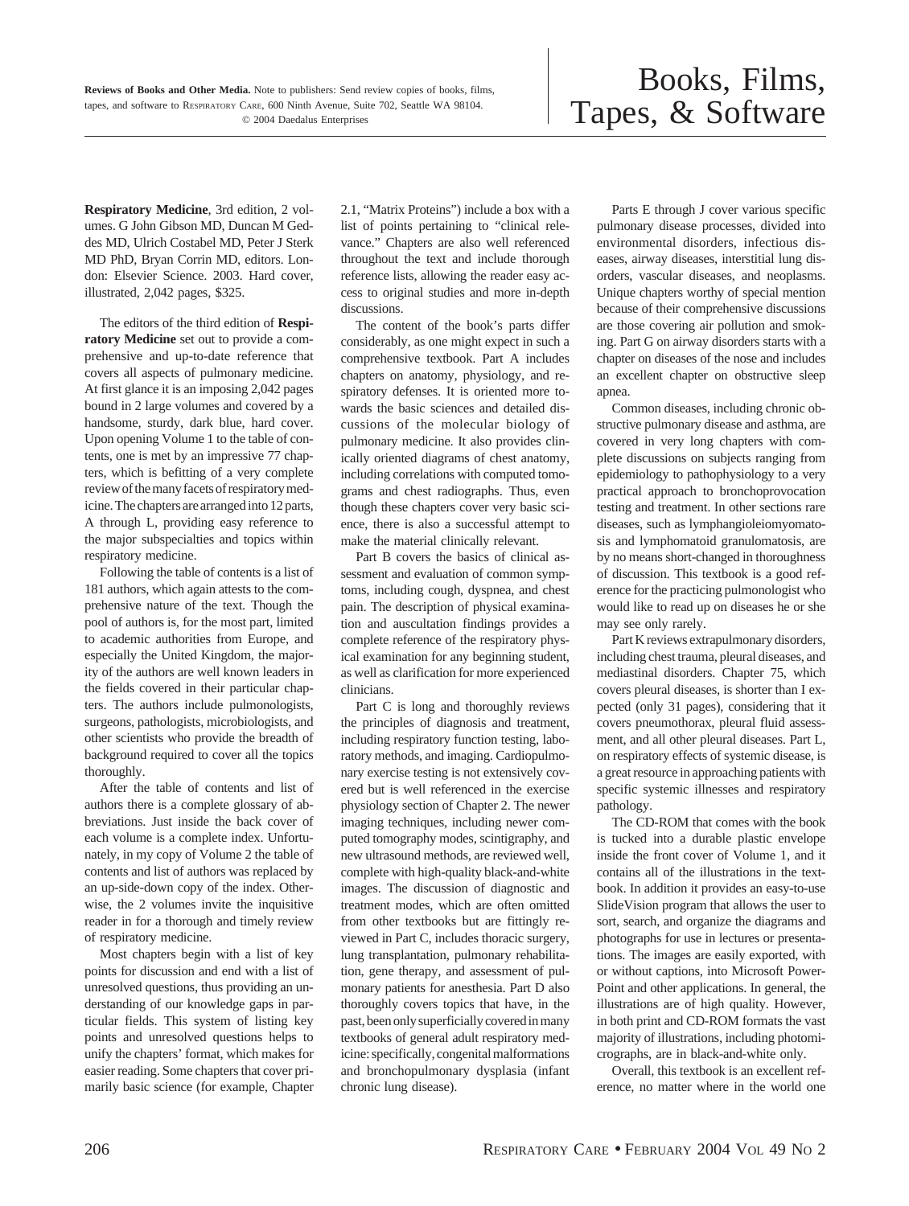Reviews of Books and Other Media. Note to publishers: Send review copies of books, films, tapes, and software to RESPIRATORY CARE, 600 Ninth Avenue, Suite 702, Seattle WA 98104.
© 2004 Daedalus Enterprises

# Books, Films, Tapes, & Software

**Respiratory Medicine**, 3rd edition, 2 volumes. G John Gibson MD, Duncan M Geddes MD, Ulrich Costabel MD, Peter J Sterk MD PhD, Bryan Corrin MD, editors. London: Elsevier Science. 2003. Hard cover, illustrated, 2,042 pages, $325.

The editors of the third edition of **Respiratory Medicine** set out to provide a comprehensive and up-to-date reference that covers all aspects of pulmonary medicine. At first glance it is an imposing 2,042 pages bound in 2 large volumes and covered by a handsome, sturdy, dark blue, hard cover. Upon opening Volume 1 to the table of contents, one is met by an impressive 77 chapters, which is befitting of a very complete review of the many facets of respiratory medicine. The chapters are arranged into 12 parts, A through L, providing easy reference to the major subspecialties and topics within respiratory medicine.

Following the table of contents is a list of 181 authors, which again attests to the comprehensive nature of the text. Though the pool of authors is, for the most part, limited to academic authorities from Europe, and especially the United Kingdom, the majority of the authors are well known leaders in the fields covered in their particular chapters. The authors include pulmonologists, surgeons, pathologists, microbiologists, and other scientists who provide the breadth of background required to cover all the topics thoroughly.

After the table of contents and list of authors there is a complete glossary of abbreviations. Just inside the back cover of each volume is a complete index. Unfortunately, in my copy of Volume 2 the table of contents and list of authors was replaced by an up-side-down copy of the index. Otherwise, the 2 volumes invite the inquisitive reader in for a thorough and timely review of respiratory medicine.

Most chapters begin with a list of key points for discussion and end with a list of unresolved questions, thus providing an understanding of our knowledge gaps in particular fields. This system of listing key points and unresolved questions helps to unify the chapters' format, which makes for easier reading. Some chapters that cover primarily basic science (for example, Chapter 2.1, "Matrix Proteins") include a box with a list of points pertaining to "clinical relevance." Chapters are also well referenced throughout the text and include thorough reference lists, allowing the reader easy access to original studies and more in-depth discussions.

The content of the book's parts differ considerably, as one might expect in such a comprehensive textbook. Part A includes chapters on anatomy, physiology, and respiratory defenses. It is oriented more towards the basic sciences and detailed discussions of the molecular biology of pulmonary medicine. It also provides clinically oriented diagrams of chest anatomy, including correlations with computed tomograms and chest radiographs. Thus, even though these chapters cover very basic science, there is also a successful attempt to make the material clinically relevant.

Part B covers the basics of clinical assessment and evaluation of common symptoms, including cough, dyspnea, and chest pain. The description of physical examination and auscultation findings provides a complete reference of the respiratory physical examination for any beginning student, as well as clarification for more experienced clinicians.

Part C is long and thoroughly reviews the principles of diagnosis and treatment, including respiratory function testing, laboratory methods, and imaging. Cardiopulmonary exercise testing is not extensively covered but is well referenced in the exercise physiology section of Chapter 2. The newer imaging techniques, including newer computed tomography modes, scintigraphy, and new ultrasound methods, are reviewed well, complete with high-quality black-and-white images. The discussion of diagnostic and treatment modes, which are often omitted from other textbooks but are fittingly reviewed in Part C, includes thoracic surgery, lung transplantation, pulmonary rehabilitation, gene therapy, and assessment of pulmonary patients for anesthesia. Part D also thoroughly covers topics that have, in the past, been only superficially covered in many textbooks of general adult respiratory medicine: specifically, congenital malformations and bronchopulmonary dysplasia (infant chronic lung disease).

Parts E through J cover various specific pulmonary disease processes, divided into environmental disorders, infectious diseases, airway diseases, interstitial lung disorders, vascular diseases, and neoplasms. Unique chapters worthy of special mention because of their comprehensive discussions are those covering air pollution and smoking. Part G on airway disorders starts with a chapter on diseases of the nose and includes an excellent chapter on obstructive sleep apnea.

Common diseases, including chronic obstructive pulmonary disease and asthma, are covered in very long chapters with complete discussions on subjects ranging from epidemiology to pathophysiology to a very practical approach to bronchoprovocation testing and treatment. In other sections rare diseases, such as lymphangioleiomyomatosis and lymphomatoid granulomatosis, are by no means short-changed in thoroughness of discussion. This textbook is a good reference for the practicing pulmonologist who would like to read up on diseases he or she may see only rarely.

Part K reviews extrapulmonary disorders, including chest trauma, pleural diseases, and mediastinal disorders. Chapter 75, which covers pleural diseases, is shorter than I expected (only 31 pages), considering that it covers pneumothorax, pleural fluid assessment, and all other pleural diseases. Part L, on respiratory effects of systemic disease, is a great resource in approaching patients with specific systemic illnesses and respiratory pathology.

The CD-ROM that comes with the book is tucked into a durable plastic envelope inside the front cover of Volume 1, and it contains all of the illustrations in the textbook. In addition it provides an easy-to-use SlideVision program that allows the user to sort, search, and organize the diagrams and photographs for use in lectures or presentations. The images are easily exported, with or without captions, into Microsoft PowerPoint and other applications. In general, the illustrations are of high quality. However, in both print and CD-ROM formats the vast majority of illustrations, including photomicrographs, are in black-and-white only.

Overall, this textbook is an excellent reference, no matter where in the world one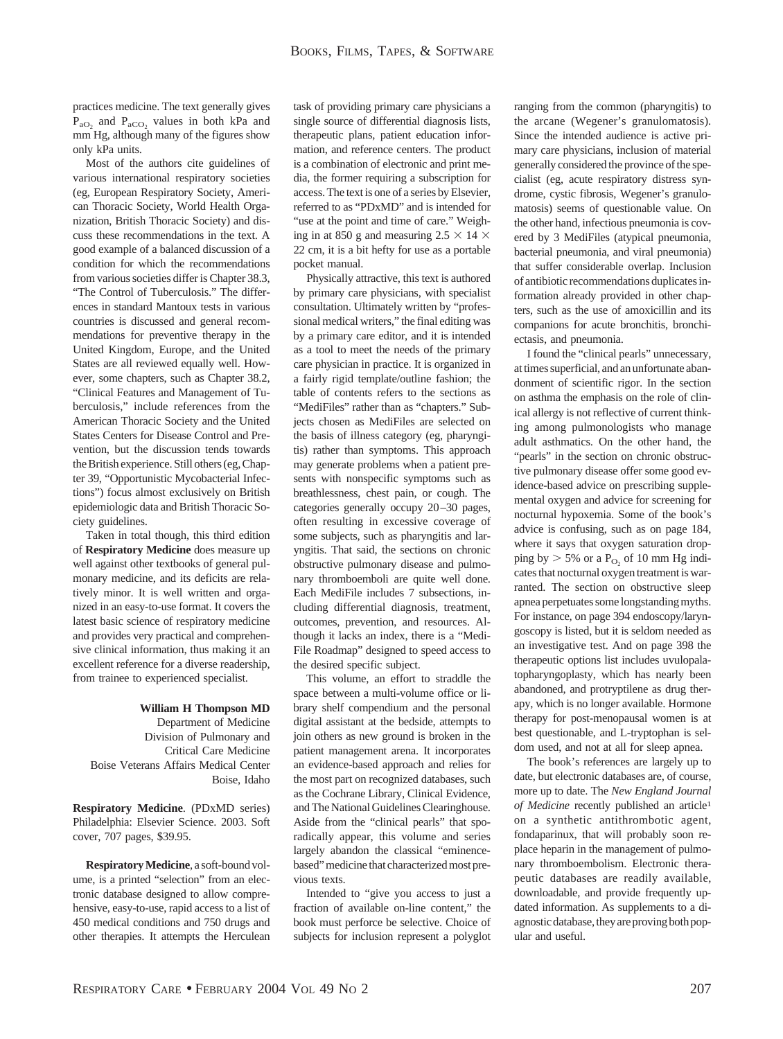practices medicine. The text generally gives $P_{aO_2}$ and $P_{aCO_2}$ values in both kPa and mm Hg, although many of the figures show only kPa units.

Most of the authors cite guidelines of various international respiratory societies (eg, European Respiratory Society, American Thoracic Society, World Health Organization, British Thoracic Society) and discuss these recommendations in the text. A good example of a balanced discussion of a condition for which the recommendations from various societies differ is Chapter 38.3, "The Control of Tuberculosis." The differences in standard Mantoux tests in various countries is discussed and general recommendations for preventive therapy in the United Kingdom, Europe, and the United States are all reviewed equally well. However, some chapters, such as Chapter 38.2, "Clinical Features and Management of Tuberculosis," include references from the American Thoracic Society and the United States Centers for Disease Control and Prevention, but the discussion tends towards the British experience. Still others (eg, Chapter 39, "Opportunistic Mycobacterial Infections") focus almost exclusively on British epidemiologic data and British Thoracic Society guidelines.

Taken in total though, this third edition of **Respiratory Medicine** does measure up well against other textbooks of general pulmonary medicine, and its deficits are relatively minor. It is well written and organized in an easy-to-use format. It covers the latest basic science of respiratory medicine and provides very practical and comprehensive clinical information, thus making it an excellent reference for a diverse readership, from trainee to experienced specialist.

**William H Thompson MD**
Department of Medicine
Division of Pulmonary and
Critical Care Medicine
Boise Veterans Affairs Medical Center
Boise, Idaho

**Respiratory Medicine**. (PDxMD series) Philadelphia: Elsevier Science. 2003. Soft cover, 707 pages, $39.95.

**Respiratory Medicine**, a soft-bound volume, is a printed "selection" from an electronic database designed to allow comprehensive, easy-to-use, rapid access to a list of 450 medical conditions and 750 drugs and other therapies. It attempts the Herculean task of providing primary care physicians a single source of differential diagnosis lists, therapeutic plans, patient education information, and reference centers. The product is a combination of electronic and print media, the former requiring a subscription for access. The text is one of a series by Elsevier, referred to as "PDxMD" and is intended for "use at the point and time of care." Weighing in at 850 g and measuring $2.5 \times 14 \times 22$ cm, it is a bit hefty for use as a portable pocket manual.

Physically attractive, this text is authored by primary care physicians, with specialist consultation. Ultimately written by "professional medical writers," the final editing was by a primary care editor, and it is intended as a tool to meet the needs of the primary care physician in practice. It is organized in a fairly rigid template/outline fashion; the table of contents refers to the sections as "MediFiles" rather than as "chapters." Subjects chosen as MediFiles are selected on the basis of illness category (eg, pharyngitis) rather than symptoms. This approach may generate problems when a patient presents with nonspecific symptoms such as breathlessness, chest pain, or cough. The categories generally occupy 20–30 pages, often resulting in excessive coverage of some subjects, such as pharyngitis and laryngitis. That said, the sections on chronic obstructive pulmonary disease and pulmonary thromboemboli are quite well done. Each MediFile includes 7 subsections, including differential diagnosis, treatment, outcomes, prevention, and resources. Although it lacks an index, there is a "MediFile Roadmap" designed to speed access to the desired specific subject.

This volume, an effort to straddle the space between a multi-volume office or library shelf compendium and the personal digital assistant at the bedside, attempts to join others as new ground is broken in the patient management arena. It incorporates an evidence-based approach and relies for the most part on recognized databases, such as the Cochrane Library, Clinical Evidence, and The National Guidelines Clearinghouse. Aside from the "clinical pearls" that sporadically appear, this volume and series largely abandon the classical "eminence-based" medicine that characterized most previous texts.

Intended to "give you access to just a fraction of available on-line content," the book must perforce be selective. Choice of subjects for inclusion represent a polyglot ranging from the common (pharyngitis) to the arcane (Wegener's granulomatosis). Since the intended audience is active primary care physicians, inclusion of material generally considered the province of the specialist (eg, acute respiratory distress syndrome, cystic fibrosis, Wegener's granulomatosis) seems of questionable value. On the other hand, infectious pneumonia is covered by 3 MediFiles (atypical pneumonia, bacterial pneumonia, and viral pneumonia) that suffer considerable overlap. Inclusion of antibiotic recommendations duplicates information already provided in other chapters, such as the use of amoxicillin and its companions for acute bronchitis, bronchiectasis, and pneumonia.

I found the "clinical pearls" unnecessary, at times superficial, and an unfortunate abandonment of scientific rigor. In the section on asthma the emphasis on the role of clinical allergy is not reflective of current thinking among pulmonologists who manage adult asthmatics. On the other hand, the "pearls" in the section on chronic obstructive pulmonary disease offer some good evidence-based advice on prescribing supplemental oxygen and advice for screening for nocturnal hypoxemia. Some of the book's advice is confusing, such as on page 184, where it says that oxygen saturation dropping by $> 5\%$ or a $P_{O_2}$ of 10 mm Hg indicates that nocturnal oxygen treatment is warranted. The section on obstructive sleep apnea perpetuates some longstanding myths. For instance, on page 394 endoscopy/laryngoscopy is listed, but it is seldom needed as an investigative test. And on page 398 the therapeutic options list includes uvulopalatopharyngoplasty, which has nearly been abandoned, and protryptilene as drug therapy, which is no longer available. Hormone therapy for post-menopausal women is at best questionable, and L-tryptophan is seldom used, and not at all for sleep apnea.

The book's references are largely up to date, but electronic databases are, of course, more up to date. The *New England Journal of Medicine* recently published an article[1] on a synthetic antithrombotic agent, fondaparinux, that will probably soon replace heparin in the management of pulmonary thromboembolism. Electronic therapeutic databases are readily available, downloadable, and provide frequently updated information. As supplements to a diagnostic database, they are proving both popular and useful.